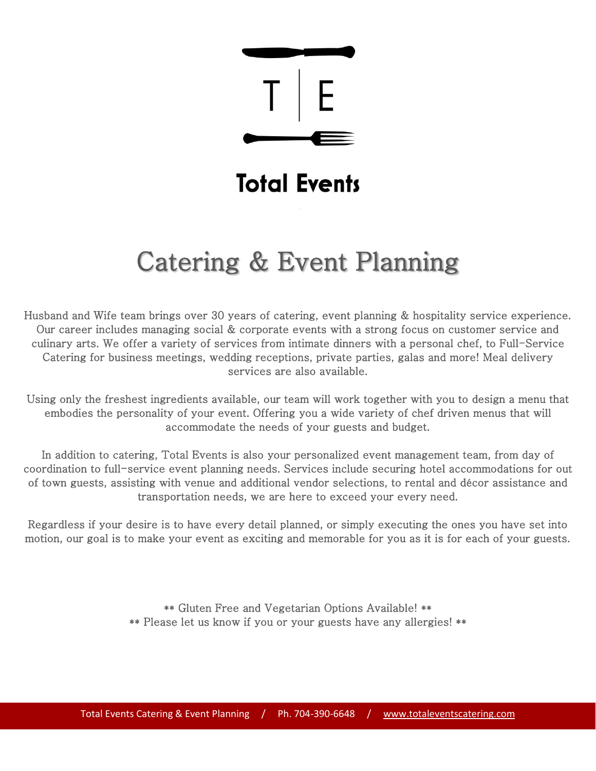T | E

# Total Events

## Catering & Event Planning

Husband and Wife team brings over 30 years of catering, event planning & hospitality service experience. Our career includes managing social & corporate events with a strong focus on customer service and culinary arts. We offer a variety of services from intimate dinners with a personal chef, to Full-Service Catering for business meetings, wedding receptions, private parties, galas and more! Meal delivery services are also available.

Using only the freshest ingredients available, our team will work together with you to design a menu that embodies the personality of your event. Offering you a wide variety of chef driven menus that will accommodate the needs of your guests and budget.

In addition to catering, Total Events is also your personalized event management team, from day of coordination to full-service event planning needs. Services include securing hotel accommodations for out of town guests, assisting with venue and additional vendor selections, to rental and décor assistance and transportation needs, we are here to exceed your every need.

Regardless if your desire is to have every detail planned, or simply executing the ones you have set into motion, our goal is to make your event as exciting and memorable for you as it is for each of your guests.

** Gluten Free and Vegetarian Options Available! **
** Please let us know if you or your guests have any allergies! **

Total Events Catering & Event Planning / Ph. 704-390-6648 / www.totaleventscatering.com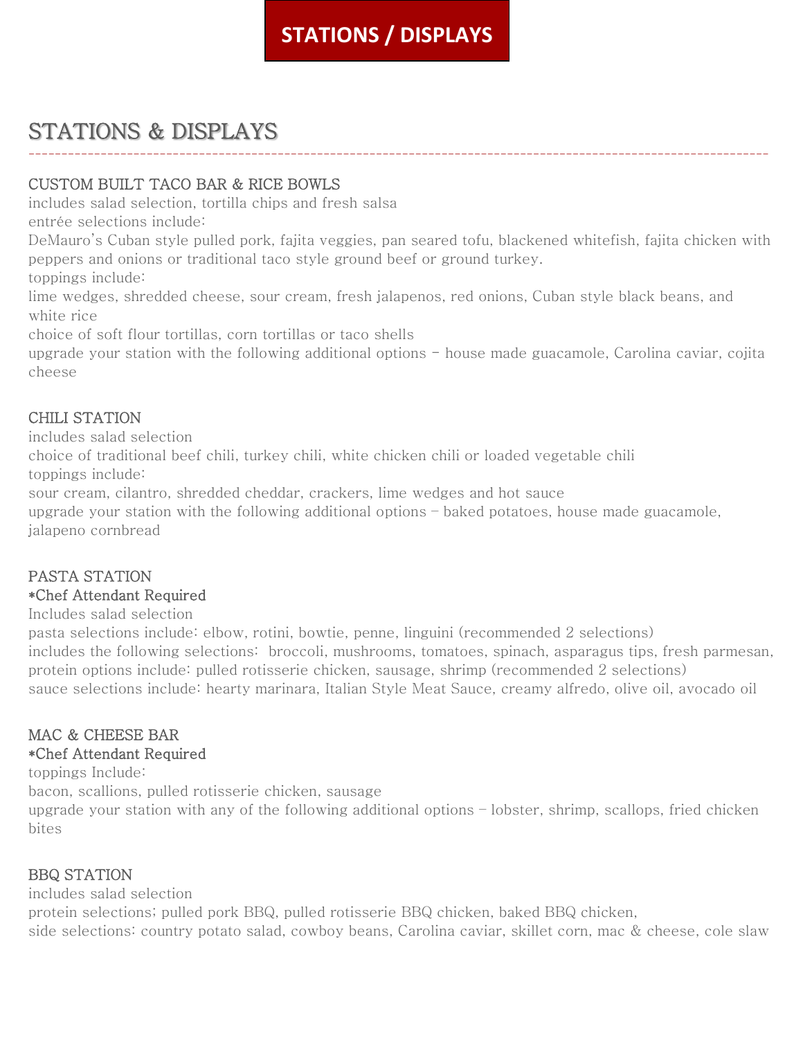# STATIONS / DISPLAYS

## STATIONS & DISPLAYS

---

### CUSTOM BUILT TACO BAR & RICE BOWLS

includes salad selection, tortilla chips and fresh salsa

entrée selections include:

DeMauro's Cuban style pulled pork, fajita veggies, pan seared tofu, blackened whitefish, fajita chicken with peppers and onions or traditional taco style ground beef or ground turkey.

toppings include:

lime wedges, shredded cheese, sour cream, fresh jalapenos, red onions, Cuban style black beans, and white rice

choice of soft flour tortillas, corn tortillas or taco shells

upgrade your station with the following additional options – house made guacamole, Carolina caviar, cojita cheese

### CHILI STATION

includes salad selection

choice of traditional beef chili, turkey chili, white chicken chili or loaded vegetable chili

toppings include:

sour cream, cilantro, shredded cheddar, crackers, lime wedges and hot sauce

upgrade your station with the following additional options – baked potatoes, house made guacamole, jalapeno cornbread

### PASTA STATION

*Chef Attendant Required

Includes salad selection

pasta selections include: elbow, rotini, bowtie, penne, linguini (recommended 2 selections)

includes the following selections: broccoli, mushrooms, tomatoes, spinach, asparagus tips, fresh parmesan,

protein options include: pulled rotisserie chicken, sausage, shrimp (recommended 2 selections)

sauce selections include: hearty marinara, Italian Style Meat Sauce, creamy alfredo, olive oil, avocado oil

### MAC & CHEESE BAR

*Chef Attendant Required

toppings Include:

bacon, scallions, pulled rotisserie chicken, sausage

upgrade your station with any of the following additional options – lobster, shrimp, scallops, fried chicken bites

### BBQ STATION

includes salad selection

protein selections; pulled pork BBQ, pulled rotisserie BBQ chicken, baked BBQ chicken,

side selections: country potato salad, cowboy beans, Carolina caviar, skillet corn, mac & cheese, cole slaw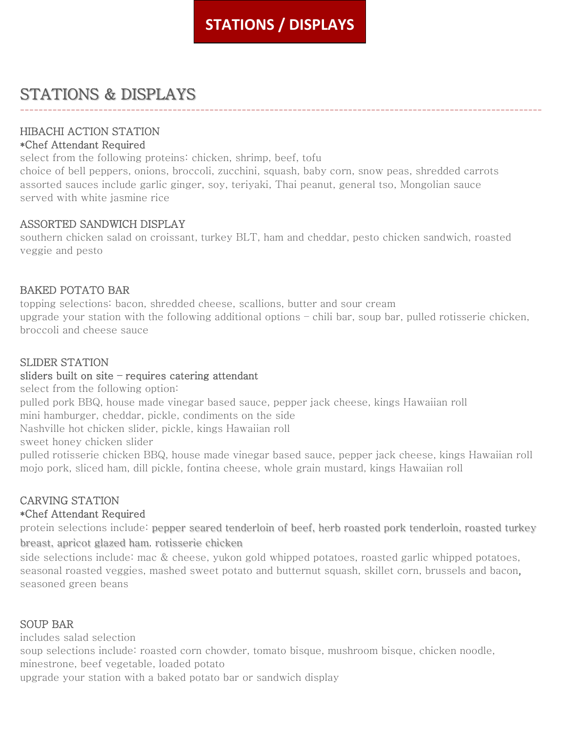# STATIONS / DISPLAYS

## STATIONS & DISPLAYS

---

### HIBACHI ACTION STATION

**\*Chef Attendant Required**

select from the following proteins: chicken, shrimp, beef, tofu
choice of bell peppers, onions, broccoli, zucchini, squash, baby corn, snow peas, shredded carrots
assorted sauces include garlic ginger, soy, teriyaki, Thai peanut, general tso, Mongolian sauce
served with white jasmine rice

### ASSORTED SANDWICH DISPLAY

southern chicken salad on croissant, turkey BLT, ham and cheddar, pesto chicken sandwich, roasted veggie and pesto

### BAKED POTATO BAR

topping selections: bacon, shredded cheese, scallions, butter and sour cream
upgrade your station with the following additional options – chili bar, soup bar, pulled rotisserie chicken, broccoli and cheese sauce

### SLIDER STATION

**sliders built on site – requires catering attendant**

select from the following option:
pulled pork BBQ, house made vinegar based sauce, pepper jack cheese, kings Hawaiian roll
mini hamburger, cheddar, pickle, condiments on the side
Nashville hot chicken slider, pickle, kings Hawaiian roll
sweet honey chicken slider
pulled rotisserie chicken BBQ, house made vinegar based sauce, pepper jack cheese, kings Hawaiian roll
mojo pork, sliced ham, dill pickle, fontina cheese, whole grain mustard, kings Hawaiian roll

### CARVING STATION

**\*Chef Attendant Required**

protein selections include: pepper seared tenderloin of beef, herb roasted pork tenderloin, roasted turkey breast, apricot glazed ham, rotisserie chicken
side selections include: mac & cheese, yukon gold whipped potatoes, roasted garlic whipped potatoes, seasonal roasted veggies, mashed sweet potato and butternut squash, skillet corn, brussels and bacon, seasoned green beans

### SOUP BAR

includes salad selection
soup selections include: roasted corn chowder, tomato bisque, mushroom bisque, chicken noodle, minestrone, beef vegetable, loaded potato
upgrade your station with a baked potato bar or sandwich display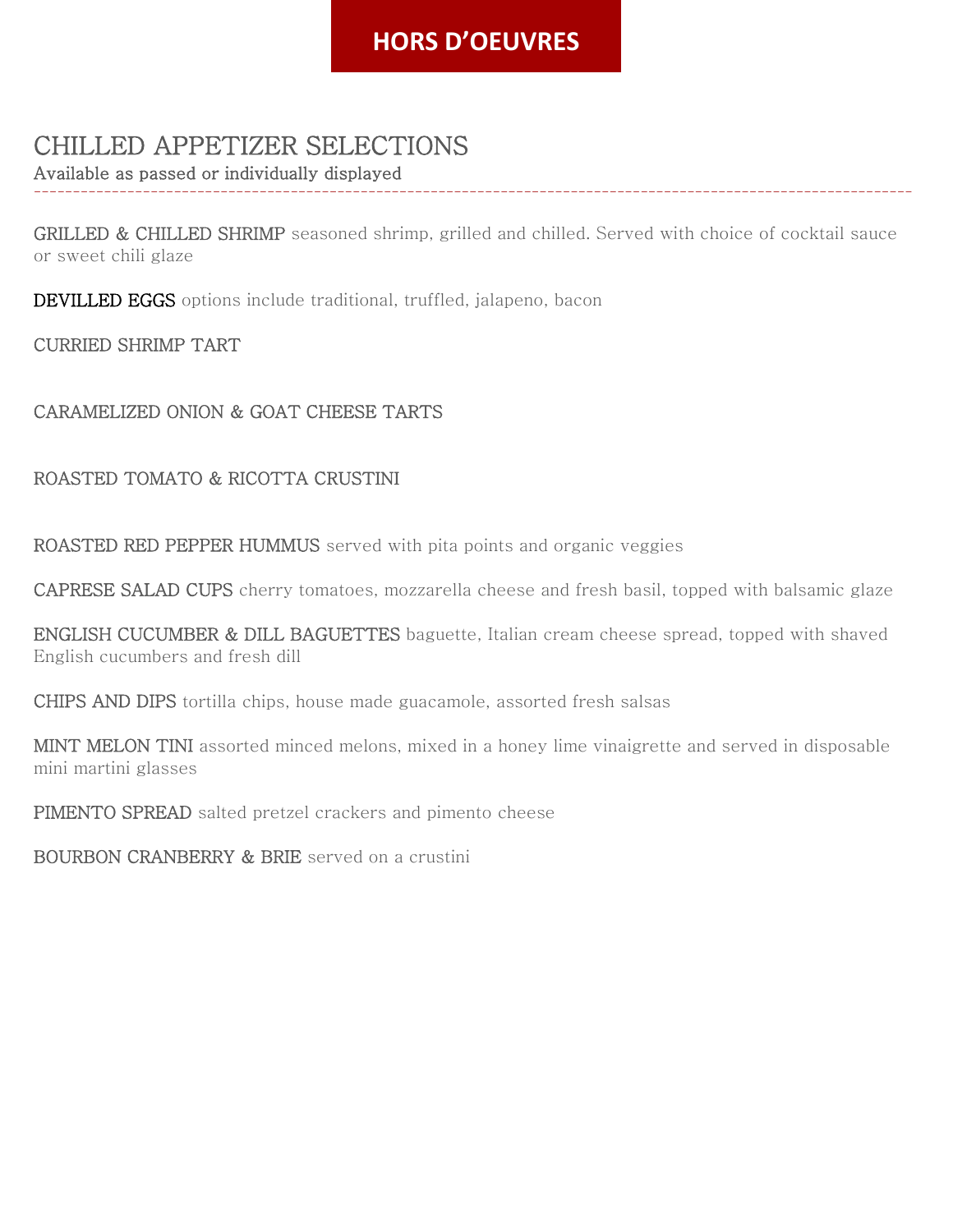# HORS D'OEUVRES

## CHILLED APPETIZER SELECTIONS

**Available as passed or individually displayed**

---

**GRILLED & CHILLED SHRIMP** seasoned shrimp, grilled and chilled. Served with choice of cocktail sauce or sweet chili glaze

**DEVILLED EGGS** options include traditional, truffled, jalapeno, bacon

**CURRIED SHRIMP TART**

**CARAMELIZED ONION & GOAT CHEESE TARTS**

**ROASTED TOMATO & RICOTTA CRUSTINI**

**ROASTED RED PEPPER HUMMUS** served with pita points and organic veggies

**CAPRESE SALAD CUPS** cherry tomatoes, mozzarella cheese and fresh basil, topped with balsamic glaze

**ENGLISH CUCUMBER & DILL BAGUETTES** baguette, Italian cream cheese spread, topped with shaved English cucumbers and fresh dill

**CHIPS AND DIPS** tortilla chips, house made guacamole, assorted fresh salsas

**MINT MELON TINI** assorted minced melons, mixed in a honey lime vinaigrette and served in disposable mini martini glasses

**PIMENTO SPREAD** salted pretzel crackers and pimento cheese

**BOURBON CRANBERRY & BRIE** served on a crustini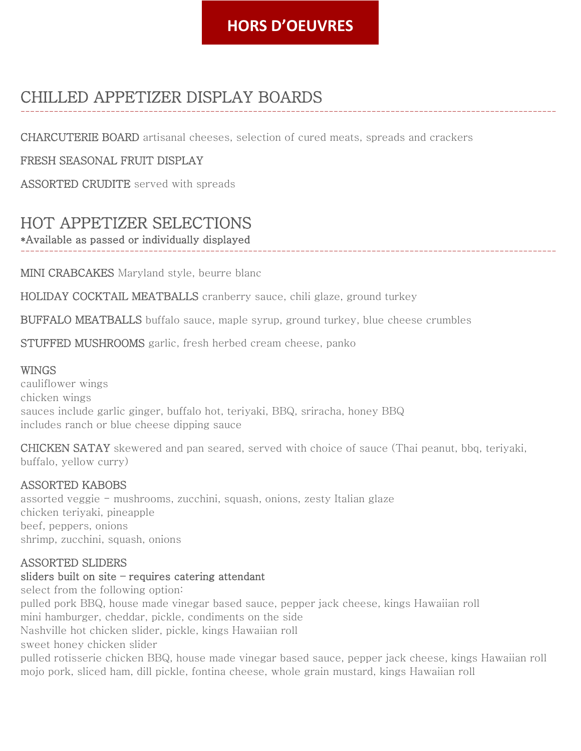# HORS D'OEUVRES

## CHILLED APPETIZER DISPLAY BOARDS

**CHARCUTERIE BOARD** artisanal cheeses, selection of cured meats, spreads and crackers

**FRESH SEASONAL FRUIT DISPLAY**

**ASSORTED CRUDITE** served with spreads

## HOT APPETIZER SELECTIONS

**\*Available as passed or individually displayed**

**MINI CRABCAKES** Maryland style, beurre blanc

**HOLIDAY COCKTAIL MEATBALLS** cranberry sauce, chili glaze, ground turkey

**BUFFALO MEATBALLS** buffalo sauce, maple syrup, ground turkey, blue cheese crumbles

**STUFFED MUSHROOMS** garlic, fresh herbed cream cheese, panko

**WINGS**
cauliflower wings
chicken wings
sauces include garlic ginger, buffalo hot, teriyaki, BBQ, sriracha, honey BBQ
includes ranch or blue cheese dipping sauce

**CHICKEN SATAY** skewered and pan seared, served with choice of sauce (Thai peanut, bbq, teriyaki, buffalo, yellow curry)

**ASSORTED KABOBS**
assorted veggie - mushrooms, zucchini, squash, onions, zesty Italian glaze
chicken teriyaki, pineapple
beef, peppers, onions
shrimp, zucchini, squash, onions

**ASSORTED SLIDERS**
**sliders built on site – requires catering attendant**
select from the following option:
pulled pork BBQ, house made vinegar based sauce, pepper jack cheese, kings Hawaiian roll
mini hamburger, cheddar, pickle, condiments on the side
Nashville hot chicken slider, pickle, kings Hawaiian roll
sweet honey chicken slider
pulled rotisserie chicken BBQ, house made vinegar based sauce, pepper jack cheese, kings Hawaiian roll
mojo pork, sliced ham, dill pickle, fontina cheese, whole grain mustard, kings Hawaiian roll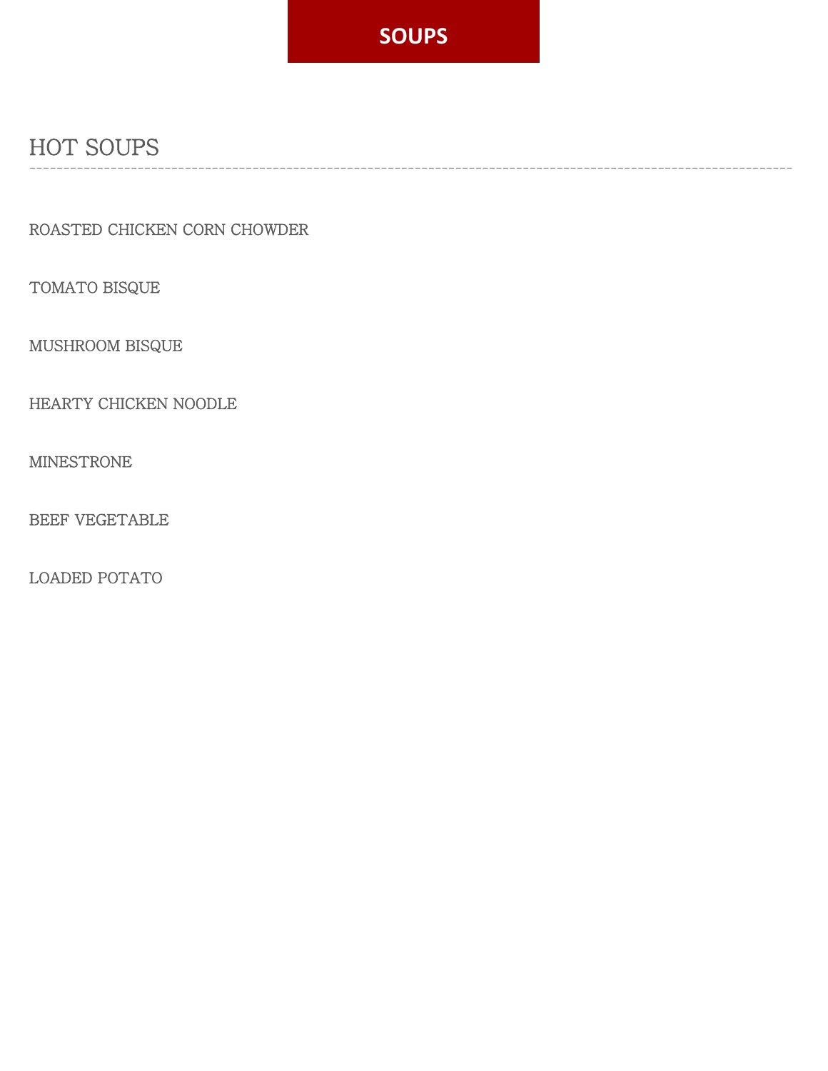# SOUPS

## HOT SOUPS

---

ROASTED CHICKEN CORN CHOWDER

TOMATO BISQUE

MUSHROOM BISQUE

HEARTY CHICKEN NOODLE

MINESTRONE

BEEF VEGETABLE

LOADED POTATO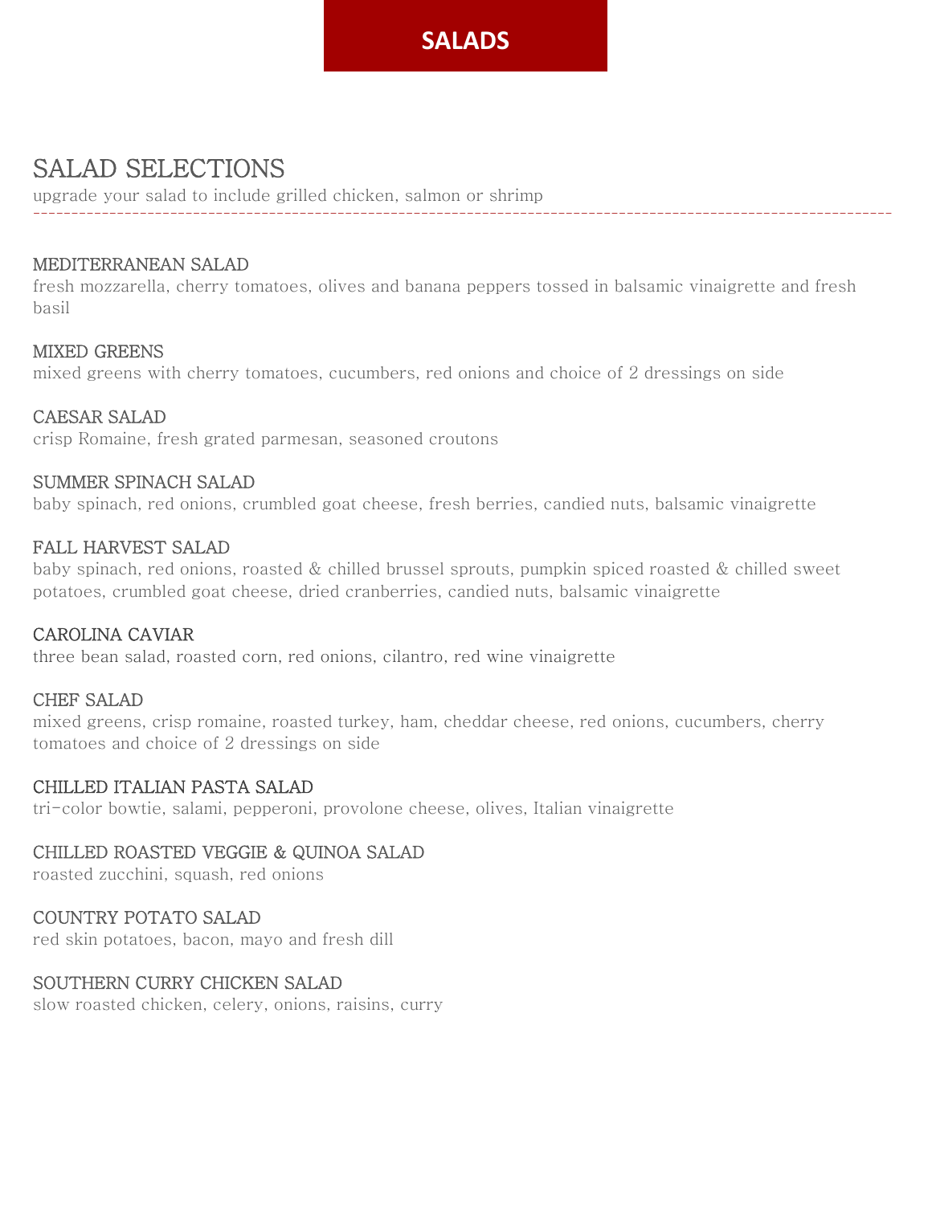# SALADS

## SALAD SELECTIONS

upgrade your salad to include grilled chicken, salmon or shrimp

---

### MEDITERRANEAN SALAD
fresh mozzarella, cherry tomatoes, olives and banana peppers tossed in balsamic vinaigrette and fresh basil

### MIXED GREENS
mixed greens with cherry tomatoes, cucumbers, red onions and choice of 2 dressings on side

### CAESAR SALAD
crisp Romaine, fresh grated parmesan, seasoned croutons

### SUMMER SPINACH SALAD
baby spinach, red onions, crumbled goat cheese, fresh berries, candied nuts, balsamic vinaigrette

### FALL HARVEST SALAD
baby spinach, red onions, roasted & chilled brussel sprouts, pumpkin spiced roasted & chilled sweet potatoes, crumbled goat cheese, dried cranberries, candied nuts, balsamic vinaigrette

### CAROLINA CAVIAR
three bean salad, roasted corn, red onions, cilantro, red wine vinaigrette

### CHEF SALAD
mixed greens, crisp romaine, roasted turkey, ham, cheddar cheese, red onions, cucumbers, cherry tomatoes and choice of 2 dressings on side

### CHILLED ITALIAN PASTA SALAD
tri-color bowtie, salami, pepperoni, provolone cheese, olives, Italian vinaigrette

### CHILLED ROASTED VEGGIE & QUINOA SALAD
roasted zucchini, squash, red onions

### COUNTRY POTATO SALAD
red skin potatoes, bacon, mayo and fresh dill

### SOUTHERN CURRY CHICKEN SALAD
slow roasted chicken, celery, onions, raisins, curry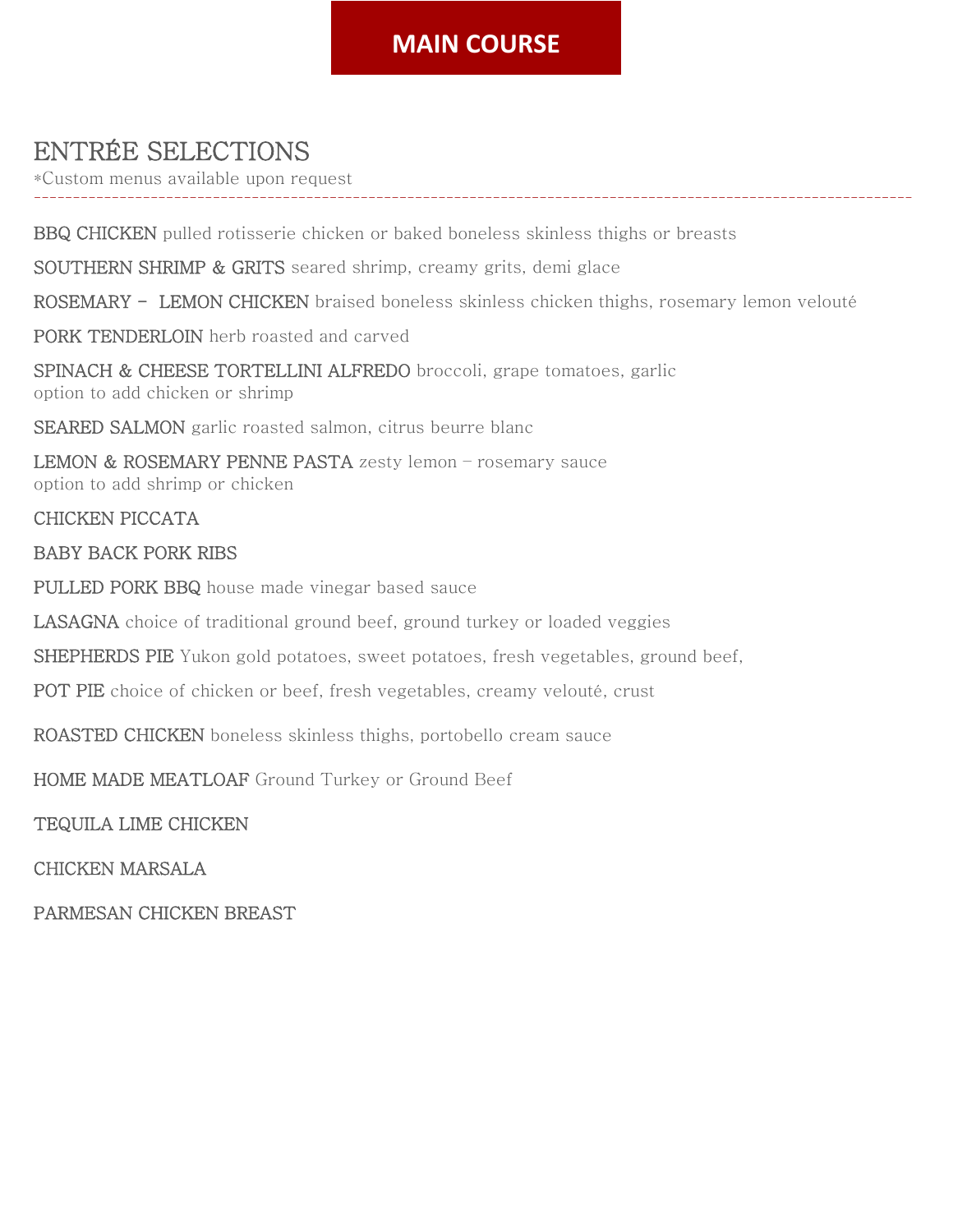# MAIN COURSE

## ENTRÉE SELECTIONS

*Custom menus available upon request

---

**BBQ CHICKEN** pulled rotisserie chicken or baked boneless skinless thighs or breasts

**SOUTHERN SHRIMP & GRITS** seared shrimp, creamy grits, demi glace

**ROSEMARY – LEMON CHICKEN** braised boneless skinless chicken thighs, rosemary lemon velouté

**PORK TENDERLOIN** herb roasted and carved

**SPINACH & CHEESE TORTELLINI ALFREDO** broccoli, grape tomatoes, garlic
option to add chicken or shrimp

**SEARED SALMON** garlic roasted salmon, citrus beurre blanc

**LEMON & ROSEMARY PENNE PASTA** zesty lemon – rosemary sauce
option to add shrimp or chicken

**CHICKEN PICCATA**

**BABY BACK PORK RIBS**

**PULLED PORK BBQ** house made vinegar based sauce

**LASAGNA** choice of traditional ground beef, ground turkey or loaded veggies

**SHEPHERDS PIE** Yukon gold potatoes, sweet potatoes, fresh vegetables, ground beef,

**POT PIE** choice of chicken or beef, fresh vegetables, creamy velouté, crust

**ROASTED CHICKEN** boneless skinless thighs, portobello cream sauce

**HOME MADE MEATLOAF** Ground Turkey or Ground Beef

**TEQUILA LIME CHICKEN**

**CHICKEN MARSALA**

**PARMESAN CHICKEN BREAST**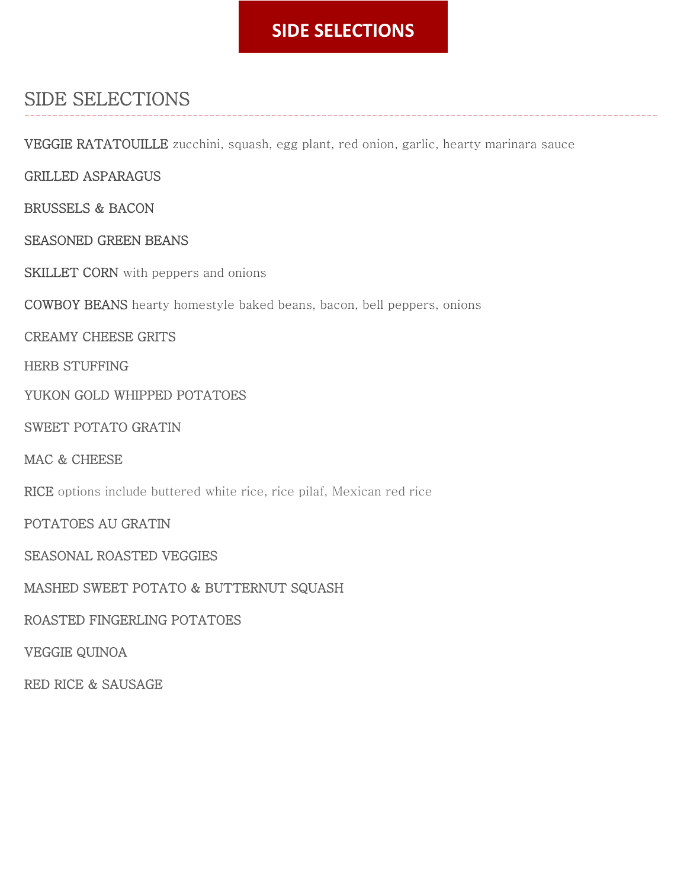# SIDE SELECTIONS

## SIDE SELECTIONS

---

**VEGGIE RATATOUILLE** zucchini, squash, egg plant, red onion, garlic, hearty marinara sauce

GRILLED ASPARAGUS

BRUSSELS & BACON

SEASONED GREEN BEANS

**SKILLET CORN** with peppers and onions

**COWBOY BEANS** hearty homestyle baked beans, bacon, bell peppers, onions

CREAMY CHEESE GRITS

HERB STUFFING

YUKON GOLD WHIPPED POTATOES

SWEET POTATO GRATIN

MAC & CHEESE

**RICE** options include buttered white rice, rice pilaf, Mexican red rice

POTATOES AU GRATIN

SEASONAL ROASTED VEGGIES

MASHED SWEET POTATO & BUTTERNUT SQUASH

ROASTED FINGERLING POTATOES

VEGGIE QUINOA

RED RICE & SAUSAGE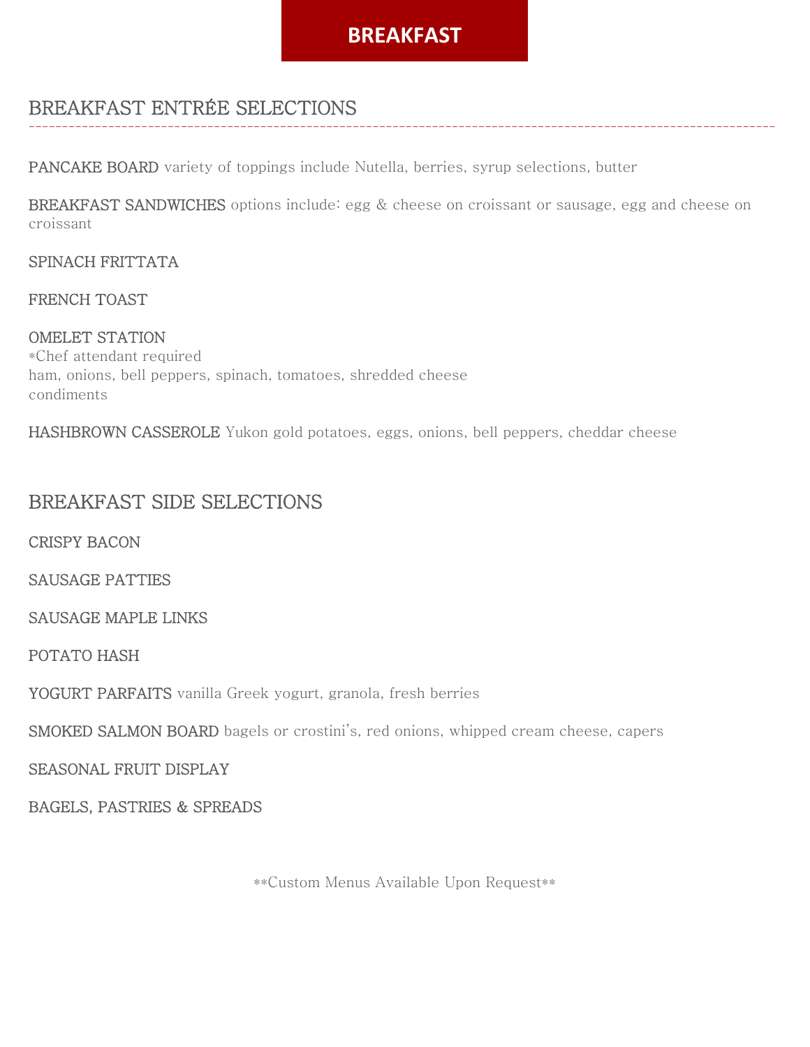# BREAKFAST

## BREAKFAST ENTRÉE SELECTIONS

---

**PANCAKE BOARD** variety of toppings include Nutella, berries, syrup selections, butter

**BREAKFAST SANDWICHES** options include: egg & cheese on croissant or sausage, egg and cheese on croissant

**SPINACH FRITTATA**

**FRENCH TOAST**

**OMELET STATION**
*Chef attendant required
ham, onions, bell peppers, spinach, tomatoes, shredded cheese
condiments

**HASHBROWN CASSEROLE** Yukon gold potatoes, eggs, onions, bell peppers, cheddar cheese

## BREAKFAST SIDE SELECTIONS

**CRISPY BACON**

**SAUSAGE PATTIES**

**SAUSAGE MAPLE LINKS**

**POTATO HASH**

**YOGURT PARFAITS** vanilla Greek yogurt, granola, fresh berries

**SMOKED SALMON BOARD** bagels or crostini's, red onions, whipped cream cheese, capers

**SEASONAL FRUIT DISPLAY**

**BAGELS, PASTRIES & SPREADS**

**Custom Menus Available Upon Request**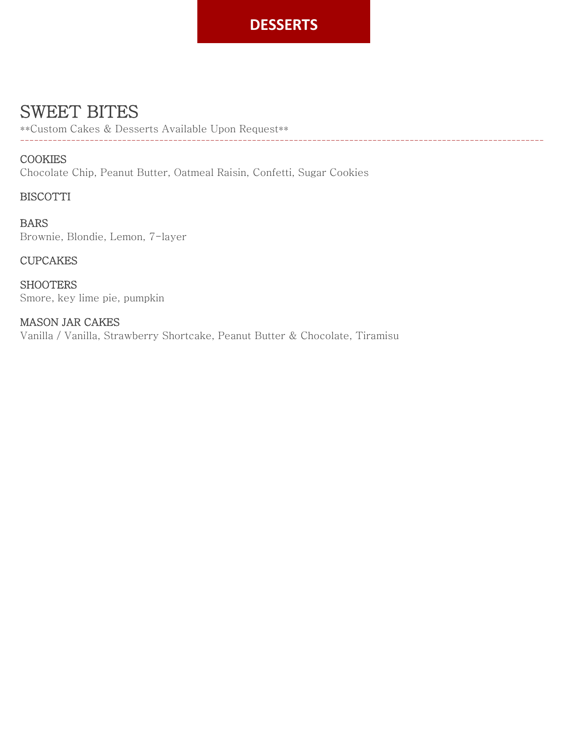# DESSERTS

## SWEET BITES

**Custom Cakes & Desserts Available Upon Request**

---

### COOKIES

Chocolate Chip, Peanut Butter, Oatmeal Raisin, Confetti, Sugar Cookies

### BISCOTTI

### BARS

Brownie, Blondie, Lemon, 7-layer

### CUPCAKES

### SHOOTERS

Smore, key lime pie, pumpkin

### MASON JAR CAKES

Vanilla / Vanilla, Strawberry Shortcake, Peanut Butter & Chocolate, Tiramisu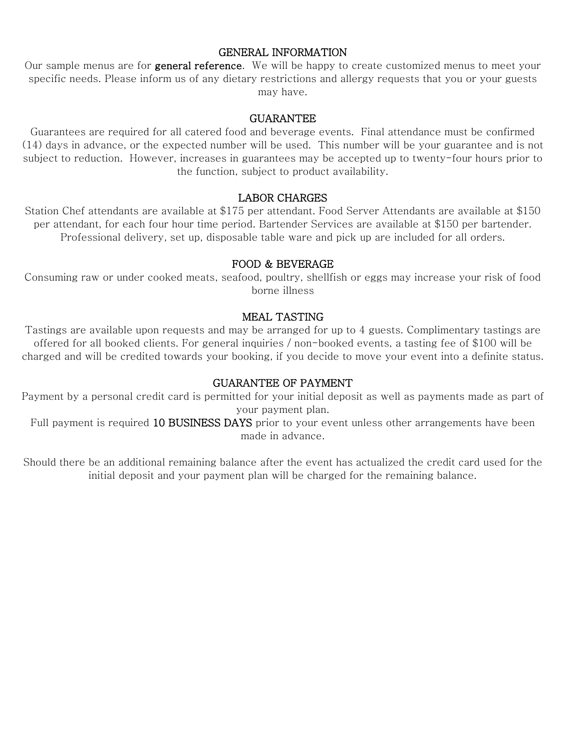## GENERAL INFORMATION

Our sample menus are for **general reference**. We will be happy to create customized menus to meet your specific needs. Please inform us of any dietary restrictions and allergy requests that you or your guests may have.

## GUARANTEE

Guarantees are required for all catered food and beverage events. Final attendance must be confirmed (14) days in advance, or the expected number will be used. This number will be your guarantee and is not subject to reduction. However, increases in guarantees may be accepted up to twenty-four hours prior to the function, subject to product availability.

## LABOR CHARGES

Station Chef attendants are available at $175 per attendant. Food Server Attendants are available at $150 per attendant, for each four hour time period. Bartender Services are available at $150 per bartender. Professional delivery, set up, disposable table ware and pick up are included for all orders.

## FOOD & BEVERAGE

Consuming raw or under cooked meats, seafood, poultry, shellfish or eggs may increase your risk of food borne illness

## MEAL TASTING

Tastings are available upon requests and may be arranged for up to 4 guests. Complimentary tastings are offered for all booked clients. For general inquiries / non-booked events, a tasting fee of $100 will be charged and will be credited towards your booking, if you decide to move your event into a definite status.

## GUARANTEE OF PAYMENT

Payment by a personal credit card is permitted for your initial deposit as well as payments made as part of your payment plan.

Full payment is required **10 BUSINESS DAYS** prior to your event unless other arrangements have been made in advance.

Should there be an additional remaining balance after the event has actualized the credit card used for the initial deposit and your payment plan will be charged for the remaining balance.